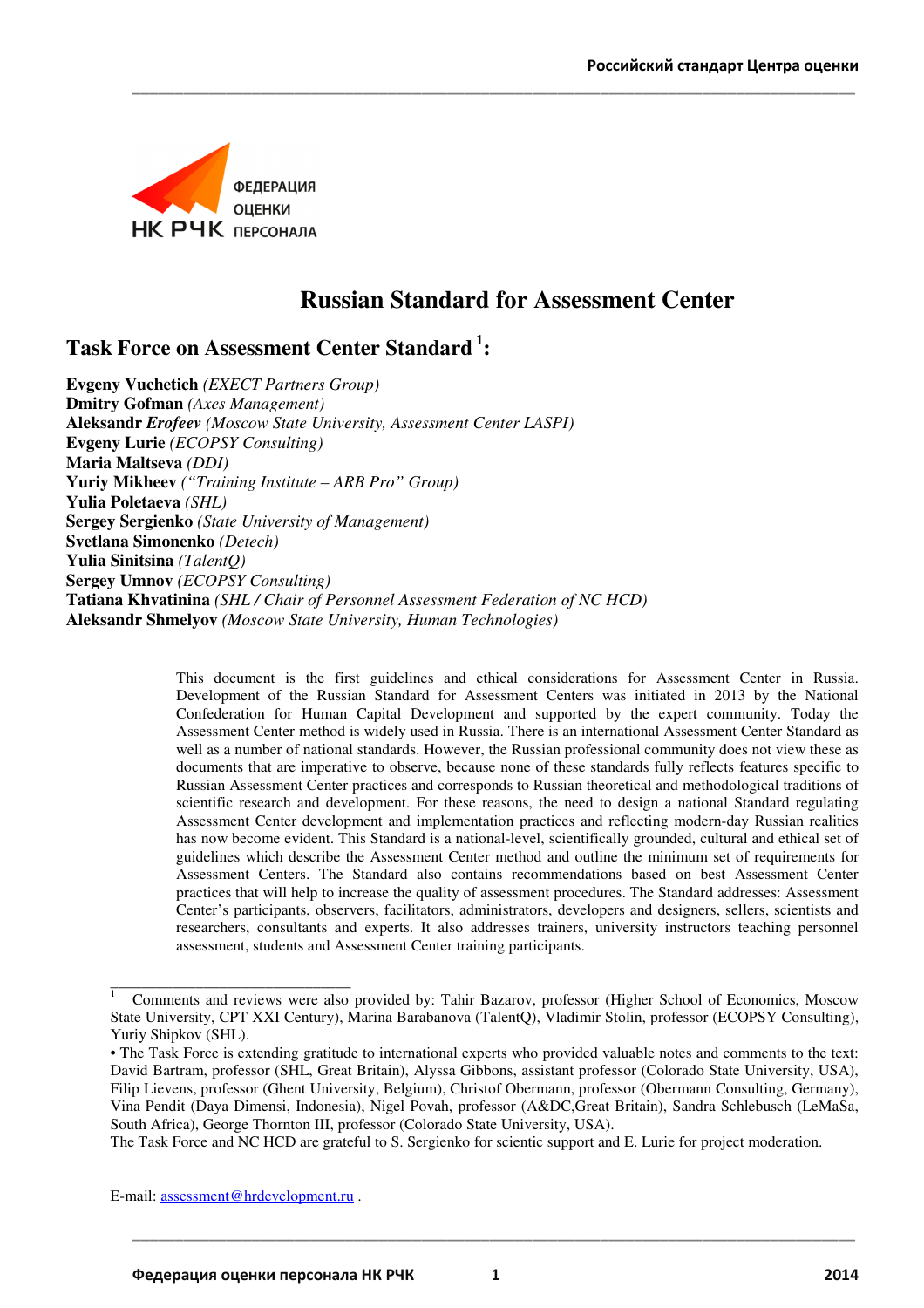ФЕДЕРАЦИЯ ОЦЕНКИ ПЕРСОНАЛА НК РЧК

# Russian Standard for Assessment Center

## Task Force on Assessment Center Standard [1]:

**Evgeny Vuchetich** *(EXECT Partners Group)*
**Dmitry Gofman** *(Axes Management)*
**Aleksandr *Erofeev*** *(Moscow State University, Assessment Center LASPI)*
**Evgeny Lurie** *(ECOPSY Consulting)*
**Maria Maltseva** *(DDI)*
**Yuriy Mikheev** *("Training Institute – ARB Pro" Group)*
**Yulia Poletaeva** *(SHL)*
**Sergey Sergienko** *(State University of Management)*
**Svetlana Simonenko** *(Detech)*
**Yulia Sinitsina** *(TalentQ)*
**Sergey Umnov** *(ECOPSY Consulting)*
**Tatiana Khvatinina** *(SHL / Chair of Personnel Assessment Federation of NC HCD)*
**Aleksandr Shmelyov** *(Moscow State University, Human Technologies)*

This document is the first guidelines and ethical considerations for Assessment Center in Russia. Development of the Russian Standard for Assessment Centers was initiated in 2013 by the National Confederation for Human Capital Development and supported by the expert community. Today the Assessment Center method is widely used in Russia. There is an international Assessment Center Standard as well as a number of national standards. However, the Russian professional community does not view these as documents that are imperative to observe, because none of these standards fully reflects features specific to Russian Assessment Center practices and corresponds to Russian theoretical and methodological traditions of scientific research and development. For these reasons, the need to design a national Standard regulating Assessment Center development and implementation practices and reflecting modern-day Russian realities has now become evident. This Standard is a national-level, scientifically grounded, cultural and ethical set of guidelines which describe the Assessment Center method and outline the minimum set of requirements for Assessment Centers. The Standard also contains recommendations based on best Assessment Center practices that will help to increase the quality of assessment procedures. The Standard addresses: Assessment Center's participants, observers, facilitators, administrators, developers and designers, sellers, scientists and researchers, consultants and experts. It also addresses trainers, university instructors teaching personnel assessment, students and Assessment Center training participants.

---

[1] Comments and reviews were also provided by: Tahir Bazarov, professor (Higher School of Economics, Moscow State University, CPT XXI Century), Marina Barabanova (TalentQ), Vladimir Stolin, professor (ECOPSY Consulting), Yuriy Shipkov (SHL).

• The Task Force is extending gratitude to international experts who provided valuable notes and comments to the text: David Bartram, professor (SHL, Great Britain), Alyssa Gibbons, assistant professor (Colorado State University, USA), Filip Lievens, professor (Ghent University, Belgium), Christof Obermann, professor (Obermann Consulting, Germany), Vina Pendit (Daya Dimensi, Indonesia), Nigel Povah, professor (A&DC,Great Britain), Sandra Schlebusch (LeMaSa, South Africa), George Thornton III, professor (Colorado State University, USA).

The Task Force and NC HCD are grateful to S. Sergienko for scientic support and E. Lurie for project moderation.

E-mail: assessment@hrdevelopment.ru .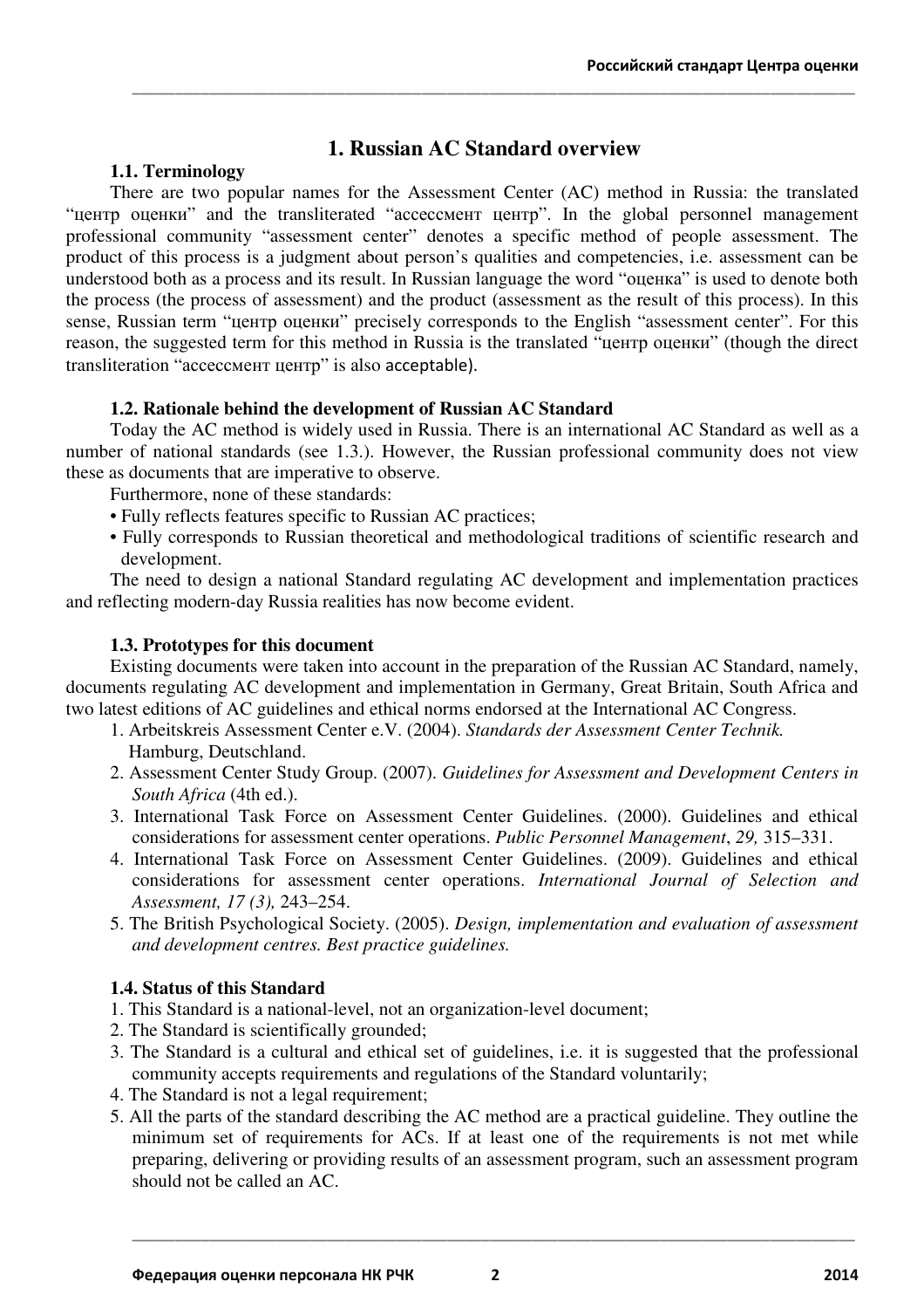# 1. Russian AC Standard overview

### 1.1. Terminology

There are two popular names for the Assessment Center (AC) method in Russia: the translated "центр оценки" and the transliterated "ассессмент центр". In the global personnel management professional community "assessment center" denotes a specific method of people assessment. The product of this process is a judgment about person's qualities and competencies, i.e. assessment can be understood both as a process and its result. In Russian language the word "оценка" is used to denote both the process (the process of assessment) and the product (assessment as the result of this process). In this sense, Russian term "центр оценки" precisely corresponds to the English "assessment center". For this reason, the suggested term for this method in Russia is the translated "центр оценки" (though the direct transliteration "ассессмент центр" is also acceptable).

### 1.2. Rationale behind the development of Russian AC Standard

Today the AC method is widely used in Russia. There is an international AC Standard as well as a number of national standards (see 1.3.). However, the Russian professional community does not view these as documents that are imperative to observe.

Furthermore, none of these standards:

- Fully reflects features specific to Russian AC practices;
- Fully corresponds to Russian theoretical and methodological traditions of scientific research and development.

The need to design a national Standard regulating AC development and implementation practices and reflecting modern-day Russia realities has now become evident.

### 1.3. Prototypes for this document

Existing documents were taken into account in the preparation of the Russian AC Standard, namely, documents regulating AC development and implementation in Germany, Great Britain, South Africa and two latest editions of AC guidelines and ethical norms endorsed at the International AC Congress.

1. Arbeitskreis Assessment Center e.V. (2004). *Standards der Assessment Center Technik.* Hamburg, Deutschland.
2. Assessment Center Study Group. (2007). *Guidelines for Assessment and Development Centers in South Africa* (4th ed.).
3. International Task Force on Assessment Center Guidelines. (2000). Guidelines and ethical considerations for assessment center operations. *Public Personnel Management*, *29,* 315–331.
4. International Task Force on Assessment Center Guidelines. (2009). Guidelines and ethical considerations for assessment center operations. *International Journal of Selection and Assessment, 17 (3),* 243–254.
5. The British Psychological Society. (2005). *Design, implementation and evaluation of assessment and development centres. Best practice guidelines.*

### 1.4. Status of this Standard

1. This Standard is a national-level, not an organization-level document;
2. The Standard is scientifically grounded;
3. The Standard is a cultural and ethical set of guidelines, i.e. it is suggested that the professional community accepts requirements and regulations of the Standard voluntarily;
4. The Standard is not a legal requirement;
5. All the parts of the standard describing the AC method are a practical guideline. They outline the minimum set of requirements for ACs. If at least one of the requirements is not met while preparing, delivering or providing results of an assessment program, such an assessment program should not be called an AC.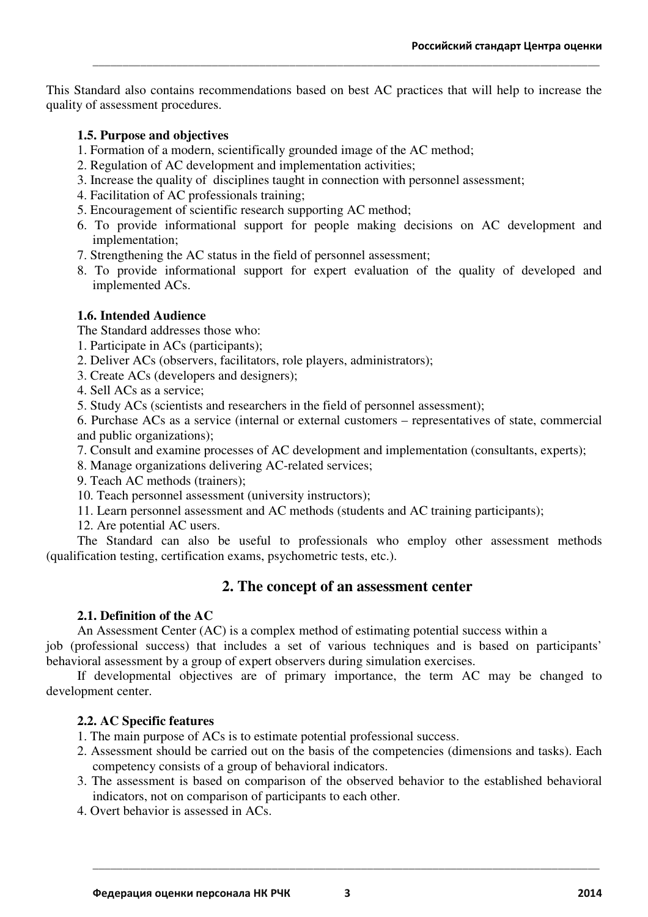This Standard also contains recommendations based on best AC practices that will help to increase the quality of assessment procedures.

### 1.5. Purpose and objectives

1. Formation of a modern, scientifically grounded image of the AC method;
2. Regulation of AC development and implementation activities;
3. Increase the quality of disciplines taught in connection with personnel assessment;
4. Facilitation of AC professionals training;
5. Encouragement of scientific research supporting AC method;
6. To provide informational support for people making decisions on AC development and implementation;
7. Strengthening the AC status in the field of personnel assessment;
8. To provide informational support for expert evaluation of the quality of developed and implemented ACs.

### 1.6. Intended Audience

The Standard addresses those who:

1. Participate in ACs (participants);
2. Deliver ACs (observers, facilitators, role players, administrators);
3. Create ACs (developers and designers);
4. Sell ACs as a service;
5. Study ACs (scientists and researchers in the field of personnel assessment);
6. Purchase ACs as a service (internal or external customers – representatives of state, commercial and public organizations);
7. Consult and examine processes of AC development and implementation (consultants, experts);
8. Manage organizations delivering AC-related services;
9. Teach AC methods (trainers);
10. Teach personnel assessment (university instructors);
11. Learn personnel assessment and AC methods (students and AC training participants);
12. Are potential AC users.

The Standard can also be useful to professionals who employ other assessment methods (qualification testing, certification exams, psychometric tests, etc.).

## 2. The concept of an assessment center

### 2.1. Definition of the AC

An Assessment Center (AC) is a complex method of estimating potential success within a job (professional success) that includes a set of various techniques and is based on participants' behavioral assessment by a group of expert observers during simulation exercises.

If developmental objectives are of primary importance, the term AC may be changed to development center.

### 2.2. AC Specific features

1. The main purpose of ACs is to estimate potential professional success.
2. Assessment should be carried out on the basis of the competencies (dimensions and tasks). Each competency consists of a group of behavioral indicators.
3. The assessment is based on comparison of the observed behavior to the established behavioral indicators, not on comparison of participants to each other.
4. Overt behavior is assessed in ACs.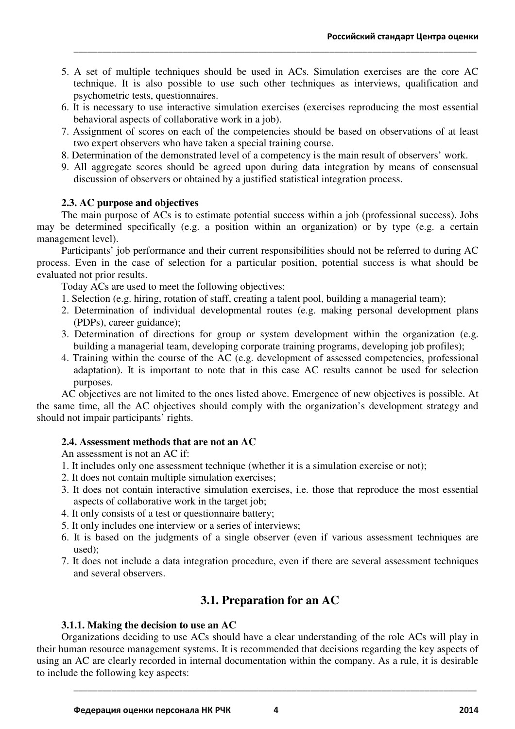5. A set of multiple techniques should be used in ACs. Simulation exercises are the core AC technique. It is also possible to use such other techniques as interviews, qualification and psychometric tests, questionnaires.
6. It is necessary to use interactive simulation exercises (exercises reproducing the most essential behavioral aspects of collaborative work in a job).
7. Assignment of scores on each of the competencies should be based on observations of at least two expert observers who have taken a special training course.
8. Determination of the demonstrated level of a competency is the main result of observers' work.
9. All aggregate scores should be agreed upon during data integration by means of consensual discussion of observers or obtained by a justified statistical integration process.

### 2.3. AC purpose and objectives

The main purpose of ACs is to estimate potential success within a job (professional success). Jobs may be determined specifically (e.g. a position within an organization) or by type (e.g. a certain management level).

Participants' job performance and their current responsibilities should not be referred to during AC process. Even in the case of selection for a particular position, potential success is what should be evaluated not prior results.

Today ACs are used to meet the following objectives:

1. Selection (e.g. hiring, rotation of staff, creating a talent pool, building a managerial team);
2. Determination of individual developmental routes (e.g. making personal development plans (PDPs), career guidance);
3. Determination of directions for group or system development within the organization (e.g. building a managerial team, developing corporate training programs, developing job profiles);
4. Training within the course of the AC (e.g. development of assessed competencies, professional adaptation). It is important to note that in this case AC results cannot be used for selection purposes.

AC objectives are not limited to the ones listed above. Emergence of new objectives is possible. At the same time, all the AC objectives should comply with the organization's development strategy and should not impair participants' rights.

### 2.4. Assessment methods that are not an AC

An assessment is not an AC if:

1. It includes only one assessment technique (whether it is a simulation exercise or not);
2. It does not contain multiple simulation exercises;
3. It does not contain interactive simulation exercises, i.e. those that reproduce the most essential aspects of collaborative work in the target job;
4. It only consists of a test or questionnaire battery;
5. It only includes one interview or a series of interviews;
6. It is based on the judgments of a single observer (even if various assessment techniques are used);
7. It does not include a data integration procedure, even if there are several assessment techniques and several observers.

## 3.1. Preparation for an AC

### 3.1.1. Making the decision to use an AC

Organizations deciding to use ACs should have a clear understanding of the role ACs will play in their human resource management systems. It is recommended that decisions regarding the key aspects of using an AC are clearly recorded in internal documentation within the company. As a rule, it is desirable to include the following key aspects: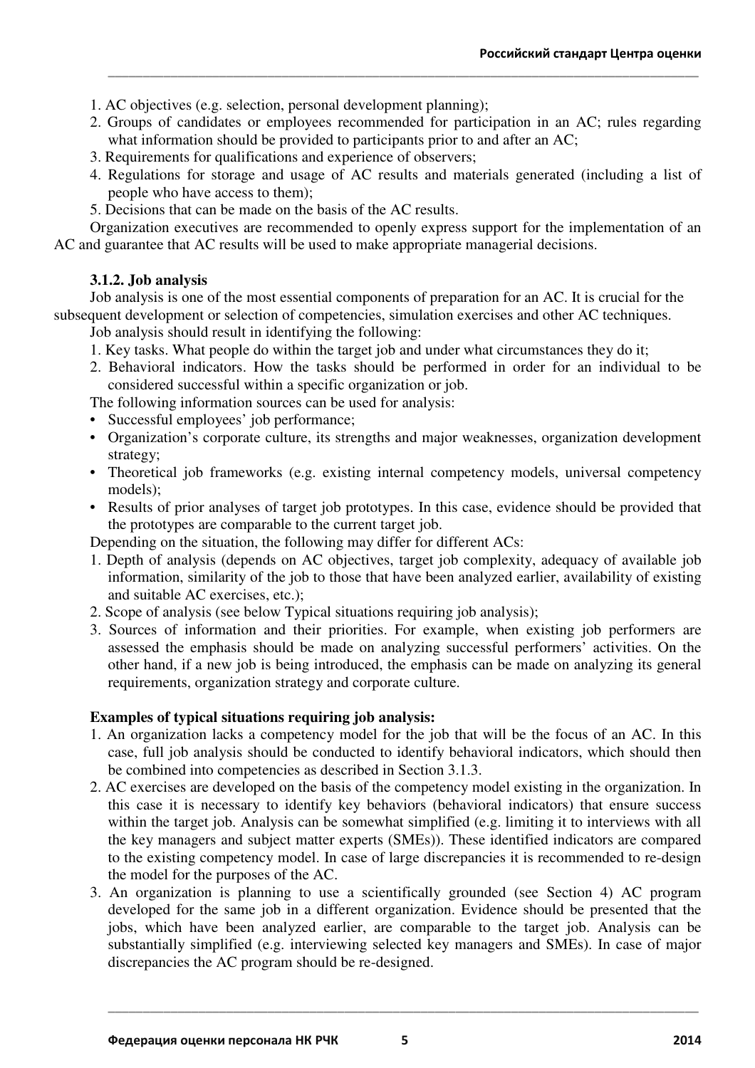1. AC objectives (e.g. selection, personal development planning);
2. Groups of candidates or employees recommended for participation in an AC; rules regarding what information should be provided to participants prior to and after an AC;
3. Requirements for qualifications and experience of observers;
4. Regulations for storage and usage of AC results and materials generated (including a list of people who have access to them);
5. Decisions that can be made on the basis of the AC results.

Organization executives are recommended to openly express support for the implementation of an AC and guarantee that AC results will be used to make appropriate managerial decisions.

### 3.1.2. Job analysis

Job analysis is one of the most essential components of preparation for an AC. It is crucial for the subsequent development or selection of competencies, simulation exercises and other AC techniques.

Job analysis should result in identifying the following:

1. Key tasks. What people do within the target job and under what circumstances they do it;
2. Behavioral indicators. How the tasks should be performed in order for an individual to be considered successful within a specific organization or job.

The following information sources can be used for analysis:

- Successful employees' job performance;
- Organization's corporate culture, its strengths and major weaknesses, organization development strategy;
- Theoretical job frameworks (e.g. existing internal competency models, universal competency models);
- Results of prior analyses of target job prototypes. In this case, evidence should be provided that the prototypes are comparable to the current target job.

Depending on the situation, the following may differ for different ACs:

1. Depth of analysis (depends on AC objectives, target job complexity, adequacy of available job information, similarity of the job to those that have been analyzed earlier, availability of existing and suitable AC exercises, etc.);
2. Scope of analysis (see below Typical situations requiring job analysis);
3. Sources of information and their priorities. For example, when existing job performers are assessed the emphasis should be made on analyzing successful performers' activities. On the other hand, if a new job is being introduced, the emphasis can be made on analyzing its general requirements, organization strategy and corporate culture.

**Examples of typical situations requiring job analysis:**

1. An organization lacks a competency model for the job that will be the focus of an AC. In this case, full job analysis should be conducted to identify behavioral indicators, which should then be combined into competencies as described in Section 3.1.3.
2. AC exercises are developed on the basis of the competency model existing in the organization. In this case it is necessary to identify key behaviors (behavioral indicators) that ensure success within the target job. Analysis can be somewhat simplified (e.g. limiting it to interviews with all the key managers and subject matter experts (SMEs)). These identified indicators are compared to the existing competency model. In case of large discrepancies it is recommended to re-design the model for the purposes of the AC.
3. An organization is planning to use a scientifically grounded (see Section 4) AC program developed for the same job in a different organization. Evidence should be presented that the jobs, which have been analyzed earlier, are comparable to the target job. Analysis can be substantially simplified (e.g. interviewing selected key managers and SMEs). In case of major discrepancies the AC program should be re-designed.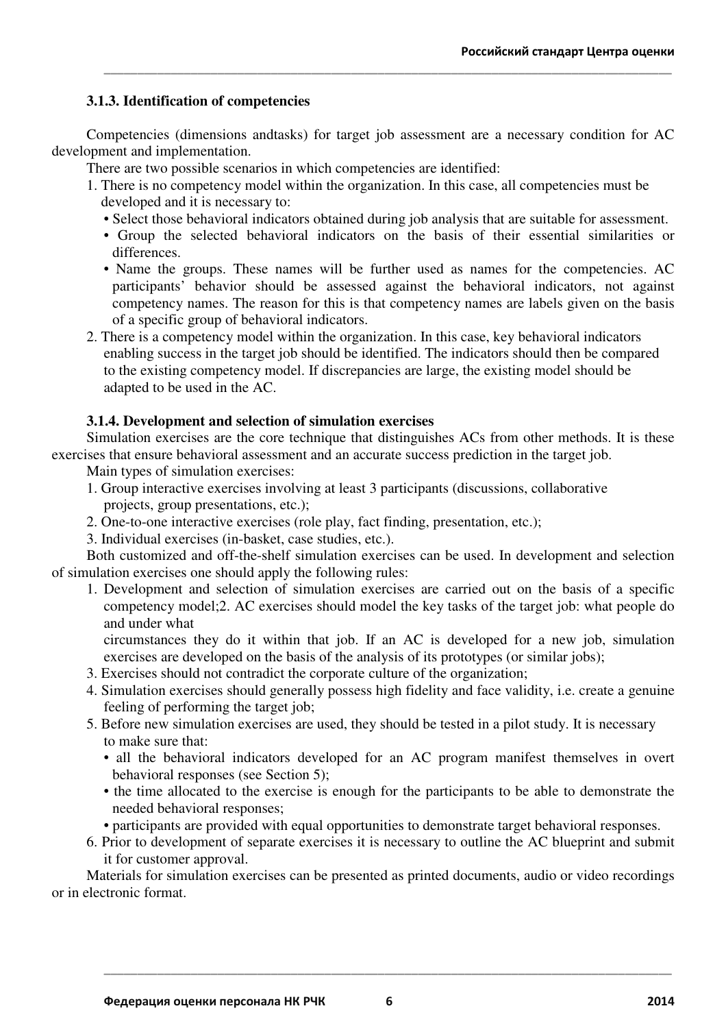### 3.1.3. Identification of competencies

Competencies (dimensions andtasks) for target job assessment are a necessary condition for AC development and implementation.

There are two possible scenarios in which competencies are identified:

1. There is no competency model within the organization. In this case, all competencies must be developed and it is necessary to:
   - Select those behavioral indicators obtained during job analysis that are suitable for assessment.
   - Group the selected behavioral indicators on the basis of their essential similarities or differences.
   - Name the groups. These names will be further used as names for the competencies. AC participants' behavior should be assessed against the behavioral indicators, not against competency names. The reason for this is that competency names are labels given on the basis of a specific group of behavioral indicators.
2. There is a competency model within the organization. In this case, key behavioral indicators enabling success in the target job should be identified. The indicators should then be compared to the existing competency model. If discrepancies are large, the existing model should be adapted to be used in the AC.

### 3.1.4. Development and selection of simulation exercises

Simulation exercises are the core technique that distinguishes ACs from other methods. It is these exercises that ensure behavioral assessment and an accurate success prediction in the target job.

Main types of simulation exercises:

1. Group interactive exercises involving at least 3 participants (discussions, collaborative projects, group presentations, etc.);
2. One-to-one interactive exercises (role play, fact finding, presentation, etc.);
3. Individual exercises (in-basket, case studies, etc.).

Both customized and off-the-shelf simulation exercises can be used. In development and selection of simulation exercises one should apply the following rules:

1. Development and selection of simulation exercises are carried out on the basis of a specific competency model;2. AC exercises should model the key tasks of the target job: what people do and under what

   circumstances they do it within that job. If an AC is developed for a new job, simulation exercises are developed on the basis of the analysis of its prototypes (or similar jobs);
3. Exercises should not contradict the corporate culture of the organization;
4. Simulation exercises should generally possess high fidelity and face validity, i.e. create a genuine feeling of performing the target job;
5. Before new simulation exercises are used, they should be tested in a pilot study. It is necessary to make sure that:
   - all the behavioral indicators developed for an AC program manifest themselves in overt behavioral responses (see Section 5);
   - the time allocated to the exercise is enough for the participants to be able to demonstrate the needed behavioral responses;
   - participants are provided with equal opportunities to demonstrate target behavioral responses.
6. Prior to development of separate exercises it is necessary to outline the AC blueprint and submit it for customer approval.

Materials for simulation exercises can be presented as printed documents, audio or video recordings or in electronic format.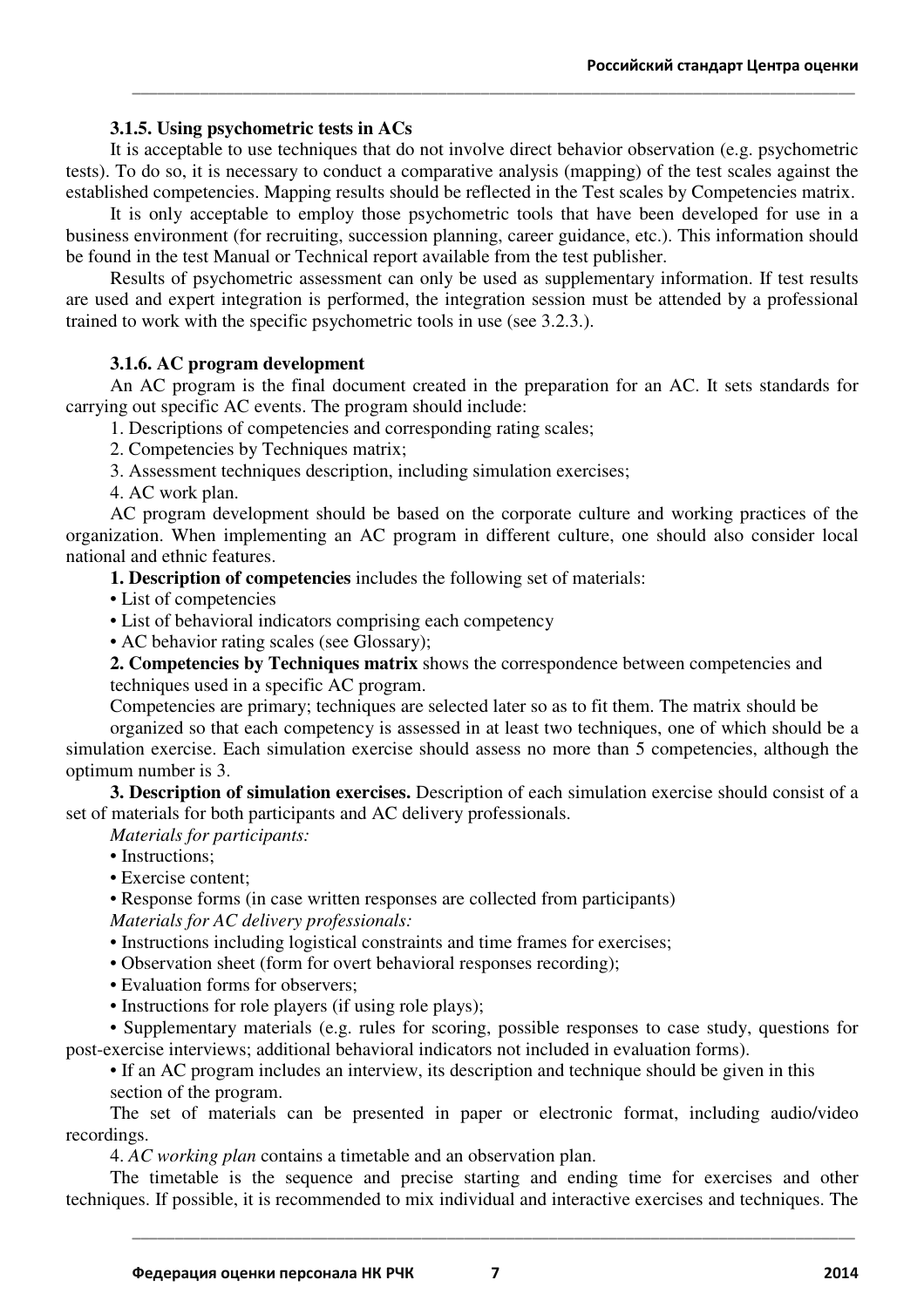### 3.1.5. Using psychometric tests in ACs

It is acceptable to use techniques that do not involve direct behavior observation (e.g. psychometric tests). To do so, it is necessary to conduct a comparative analysis (mapping) of the test scales against the established competencies. Mapping results should be reflected in the Test scales by Competencies matrix.

It is only acceptable to employ those psychometric tools that have been developed for use in a business environment (for recruiting, succession planning, career guidance, etc.). This information should be found in the test Manual or Technical report available from the test publisher.

Results of psychometric assessment can only be used as supplementary information. If test results are used and expert integration is performed, the integration session must be attended by a professional trained to work with the specific psychometric tools in use (see 3.2.3.).

### 3.1.6. AC program development

An AC program is the final document created in the preparation for an AC. It sets standards for carrying out specific AC events. The program should include:

1. Descriptions of competencies and corresponding rating scales;
2. Competencies by Techniques matrix;
3. Assessment techniques description, including simulation exercises;
4. AC work plan.

AC program development should be based on the corporate culture and working practices of the organization. When implementing an AC program in different culture, one should also consider local national and ethnic features.

**1. Description of competencies** includes the following set of materials:

- List of competencies
- List of behavioral indicators comprising each competency
- AC behavior rating scales (see Glossary);

**2. Competencies by Techniques matrix** shows the correspondence between competencies and techniques used in a specific AC program.

Competencies are primary; techniques are selected later so as to fit them. The matrix should be organized so that each competency is assessed in at least two techniques, one of which should be a simulation exercise. Each simulation exercise should assess no more than 5 competencies, although the optimum number is 3.

**3. Description of simulation exercises.** Description of each simulation exercise should consist of a set of materials for both participants and AC delivery professionals.

*Materials for participants:*

- Instructions;
- Exercise content;
- Response forms (in case written responses are collected from participants)

*Materials for AC delivery professionals:*

- Instructions including logistical constraints and time frames for exercises;
- Observation sheet (form for overt behavioral responses recording);
- Evaluation forms for observers;
- Instructions for role players (if using role plays);
- Supplementary materials (e.g. rules for scoring, possible responses to case study, questions for post-exercise interviews; additional behavioral indicators not included in evaluation forms).
- If an AC program includes an interview, its description and technique should be given in this section of the program.

The set of materials can be presented in paper or electronic format, including audio/video recordings.

4. *AC working plan* contains a timetable and an observation plan.

The timetable is the sequence and precise starting and ending time for exercises and other techniques. If possible, it is recommended to mix individual and interactive exercises and techniques. The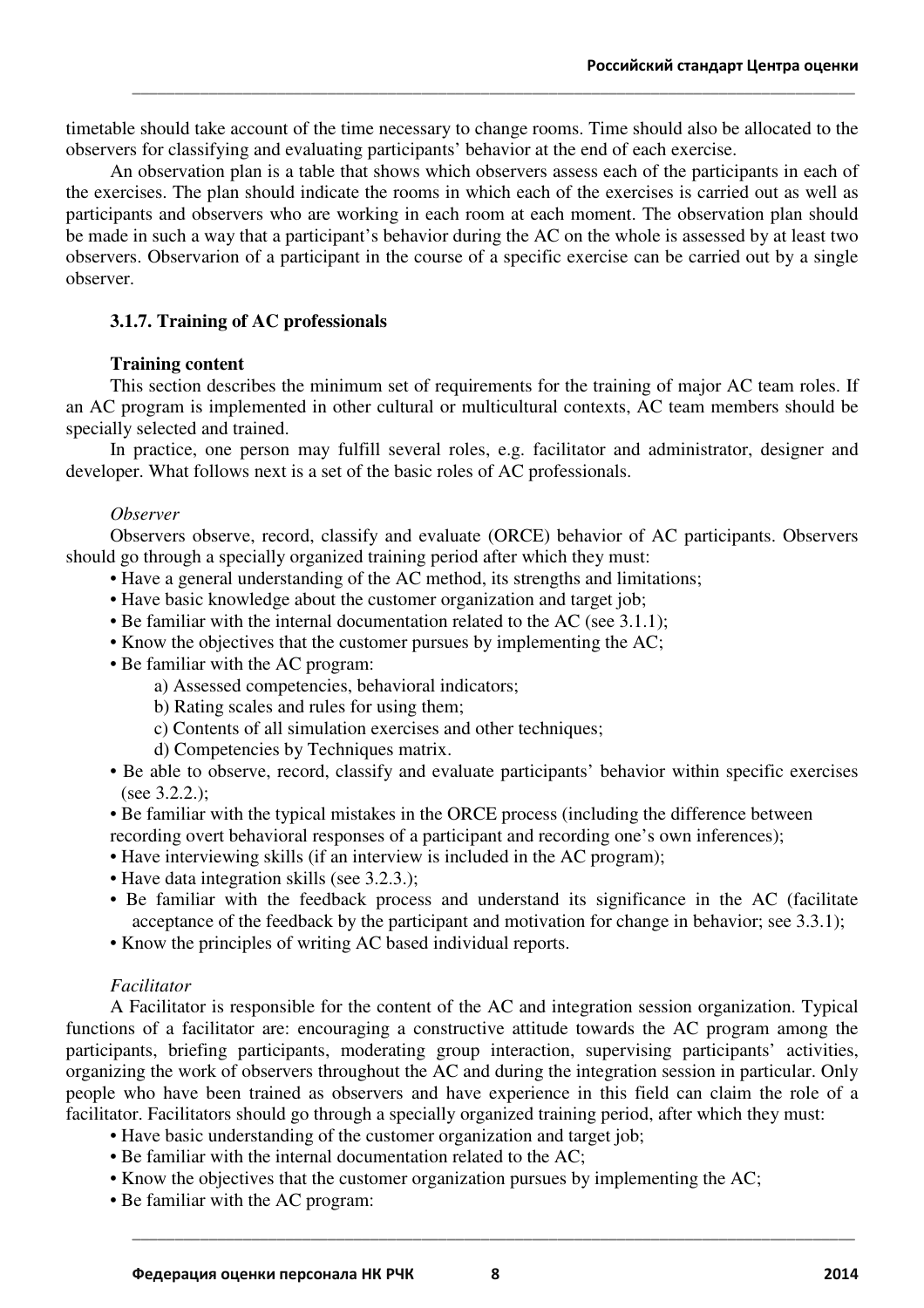timetable should take account of the time necessary to change rooms. Time should also be allocated to the observers for classifying and evaluating participants' behavior at the end of each exercise.

An observation plan is a table that shows which observers assess each of the participants in each of the exercises. The plan should indicate the rooms in which each of the exercises is carried out as well as participants and observers who are working in each room at each moment. The observation plan should be made in such a way that a participant's behavior during the AC on the whole is assessed by at least two observers. Observarion of a participant in the course of a specific exercise can be carried out by a single observer.

### 3.1.7. Training of AC professionals

**Training content**

This section describes the minimum set of requirements for the training of major AC team roles. If an AC program is implemented in other cultural or multicultural contexts, AC team members should be specially selected and trained.

In practice, one person may fulfill several roles, e.g. facilitator and administrator, designer and developer. What follows next is a set of the basic roles of AC professionals.

*Observer*

Observers observe, record, classify and evaluate (ORCE) behavior of AC participants. Observers should go through a specially organized training period after which they must:

- Have a general understanding of the AC method, its strengths and limitations;
- Have basic knowledge about the customer organization and target job;
- Be familiar with the internal documentation related to the AC (see 3.1.1);
- Know the objectives that the customer pursues by implementing the AC;
- Be familiar with the AC program:
  - a) Assessed competencies, behavioral indicators;
  - b) Rating scales and rules for using them;
  - c) Contents of all simulation exercises and other techniques;
  - d) Competencies by Techniques matrix.
- Be able to observe, record, classify and evaluate participants' behavior within specific exercises (see 3.2.2.);
- Be familiar with the typical mistakes in the ORCE process (including the difference between recording overt behavioral responses of a participant and recording one's own inferences);
- Have interviewing skills (if an interview is included in the AC program);
- Have data integration skills (see 3.2.3.);
- Be familiar with the feedback process and understand its significance in the AC (facilitate acceptance of the feedback by the participant and motivation for change in behavior; see 3.3.1);
- Know the principles of writing AC based individual reports.

*Facilitator*

A Facilitator is responsible for the content of the AC and integration session organization. Typical functions of a facilitator are: encouraging a constructive attitude towards the AC program among the participants, briefing participants, moderating group interaction, supervising participants' activities, organizing the work of observers throughout the AC and during the integration session in particular. Only people who have been trained as observers and have experience in this field can claim the role of a facilitator. Facilitators should go through a specially organized training period, after which they must:

- Have basic understanding of the customer organization and target job;
- Be familiar with the internal documentation related to the AC;
- Know the objectives that the customer organization pursues by implementing the AC;
- Be familiar with the AC program: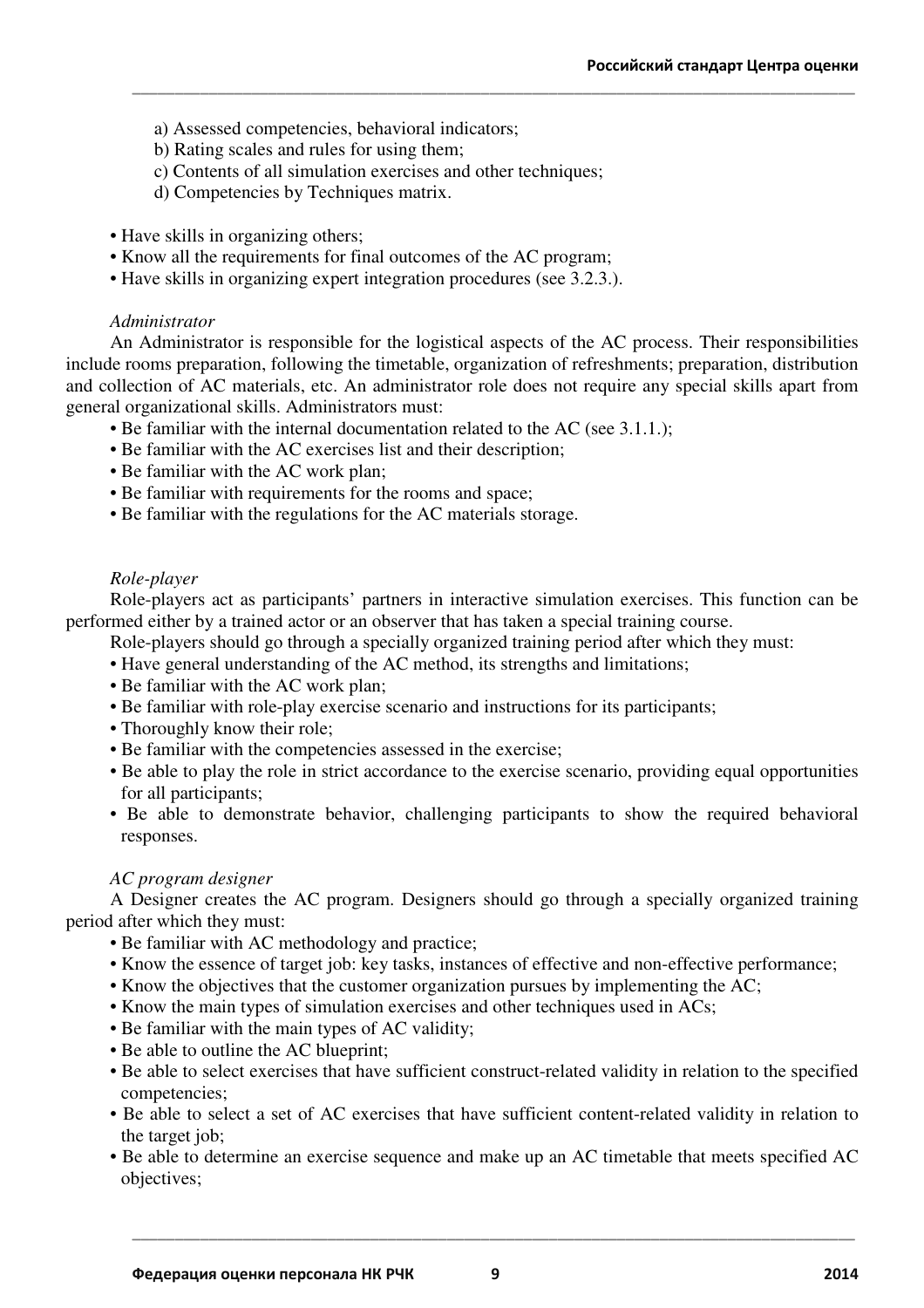a) Assessed competencies, behavioral indicators;
b) Rating scales and rules for using them;
c) Contents of all simulation exercises and other techniques;
d) Competencies by Techniques matrix.

- Have skills in organizing others;
- Know all the requirements for final outcomes of the AC program;
- Have skills in organizing expert integration procedures (see 3.2.3.).

*Administrator*

An Administrator is responsible for the logistical aspects of the AC process. Their responsibilities include rooms preparation, following the timetable, organization of refreshments; preparation, distribution and collection of AC materials, etc. An administrator role does not require any special skills apart from general organizational skills. Administrators must:

- Be familiar with the internal documentation related to the AC (see 3.1.1.);
- Be familiar with the AC exercises list and their description;
- Be familiar with the AC work plan;
- Be familiar with requirements for the rooms and space;
- Be familiar with the regulations for the AC materials storage.

*Role-player*

Role-players act as participants' partners in interactive simulation exercises. This function can be performed either by a trained actor or an observer that has taken a special training course.

Role-players should go through a specially organized training period after which they must:

- Have general understanding of the AC method, its strengths and limitations;
- Be familiar with the AC work plan;
- Be familiar with role-play exercise scenario and instructions for its participants;
- Thoroughly know their role;
- Be familiar with the competencies assessed in the exercise;
- Be able to play the role in strict accordance to the exercise scenario, providing equal opportunities for all participants;
- Be able to demonstrate behavior, challenging participants to show the required behavioral responses.

*AC program designer*

A Designer creates the AC program. Designers should go through a specially organized training period after which they must:

- Be familiar with AC methodology and practice;
- Know the essence of target job: key tasks, instances of effective and non-effective performance;
- Know the objectives that the customer organization pursues by implementing the AC;
- Know the main types of simulation exercises and other techniques used in ACs;
- Be familiar with the main types of AC validity;
- Be able to outline the AC blueprint;
- Be able to select exercises that have sufficient construct-related validity in relation to the specified competencies;
- Be able to select a set of AC exercises that have sufficient content-related validity in relation to the target job;
- Be able to determine an exercise sequence and make up an AC timetable that meets specified AC objectives;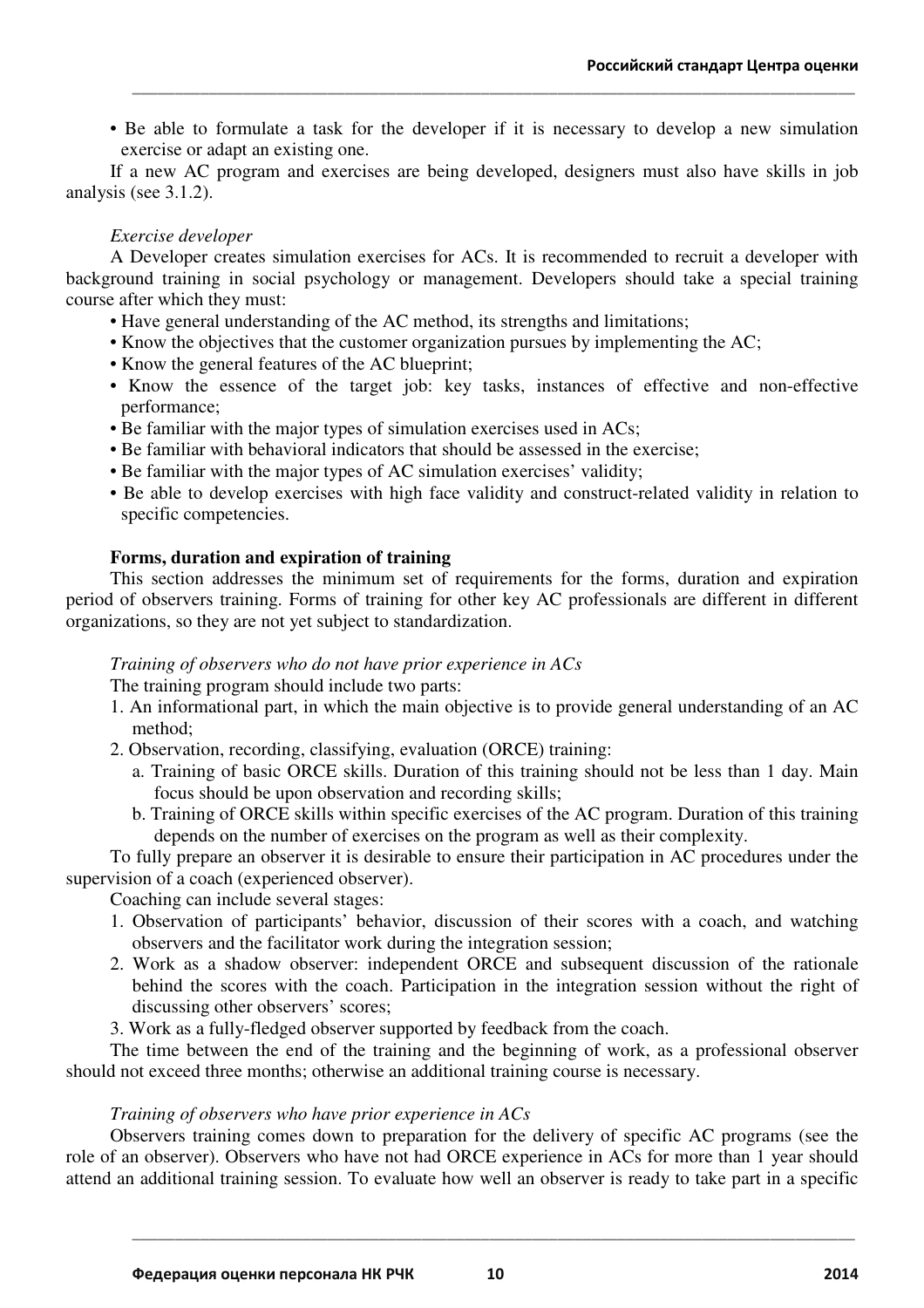- Be able to formulate a task for the developer if it is necessary to develop a new simulation exercise or adapt an existing one.

If a new AC program and exercises are being developed, designers must also have skills in job analysis (see 3.1.2).

*Exercise developer*

A Developer creates simulation exercises for ACs. It is recommended to recruit a developer with background training in social psychology or management. Developers should take a special training course after which they must:

- Have general understanding of the AC method, its strengths and limitations;
- Know the objectives that the customer organization pursues by implementing the AC;
- Know the general features of the AC blueprint;
- Know the essence of the target job: key tasks, instances of effective and non-effective performance;
- Be familiar with the major types of simulation exercises used in ACs;
- Be familiar with behavioral indicators that should be assessed in the exercise;
- Be familiar with the major types of AC simulation exercises' validity;
- Be able to develop exercises with high face validity and construct-related validity in relation to specific competencies.

**Forms, duration and expiration of training**

This section addresses the minimum set of requirements for the forms, duration and expiration period of observers training. Forms of training for other key AC professionals are different in different organizations, so they are not yet subject to standardization.

*Training of observers who do not have prior experience in ACs*

The training program should include two parts:

1. An informational part, in which the main objective is to provide general understanding of an AC method;
2. Observation, recording, classifying, evaluation (ORCE) training:
   a. Training of basic ORCE skills. Duration of this training should not be less than 1 day. Main focus should be upon observation and recording skills;
   b. Training of ORCE skills within specific exercises of the AC program. Duration of this training depends on the number of exercises on the program as well as their complexity.

To fully prepare an observer it is desirable to ensure their participation in AC procedures under the supervision of a coach (experienced observer).

Coaching can include several stages:

1. Observation of participants' behavior, discussion of their scores with a coach, and watching observers and the facilitator work during the integration session;
2. Work as a shadow observer: independent ORCE and subsequent discussion of the rationale behind the scores with the coach. Participation in the integration session without the right of discussing other observers' scores;
3. Work as a fully-fledged observer supported by feedback from the coach.

The time between the end of the training and the beginning of work, as a professional observer should not exceed three months; otherwise an additional training course is necessary.

*Training of observers who have prior experience in ACs*

Observers training comes down to preparation for the delivery of specific AC programs (see the role of an observer). Observers who have not had ORCE experience in ACs for more than 1 year should attend an additional training session. To evaluate how well an observer is ready to take part in a specific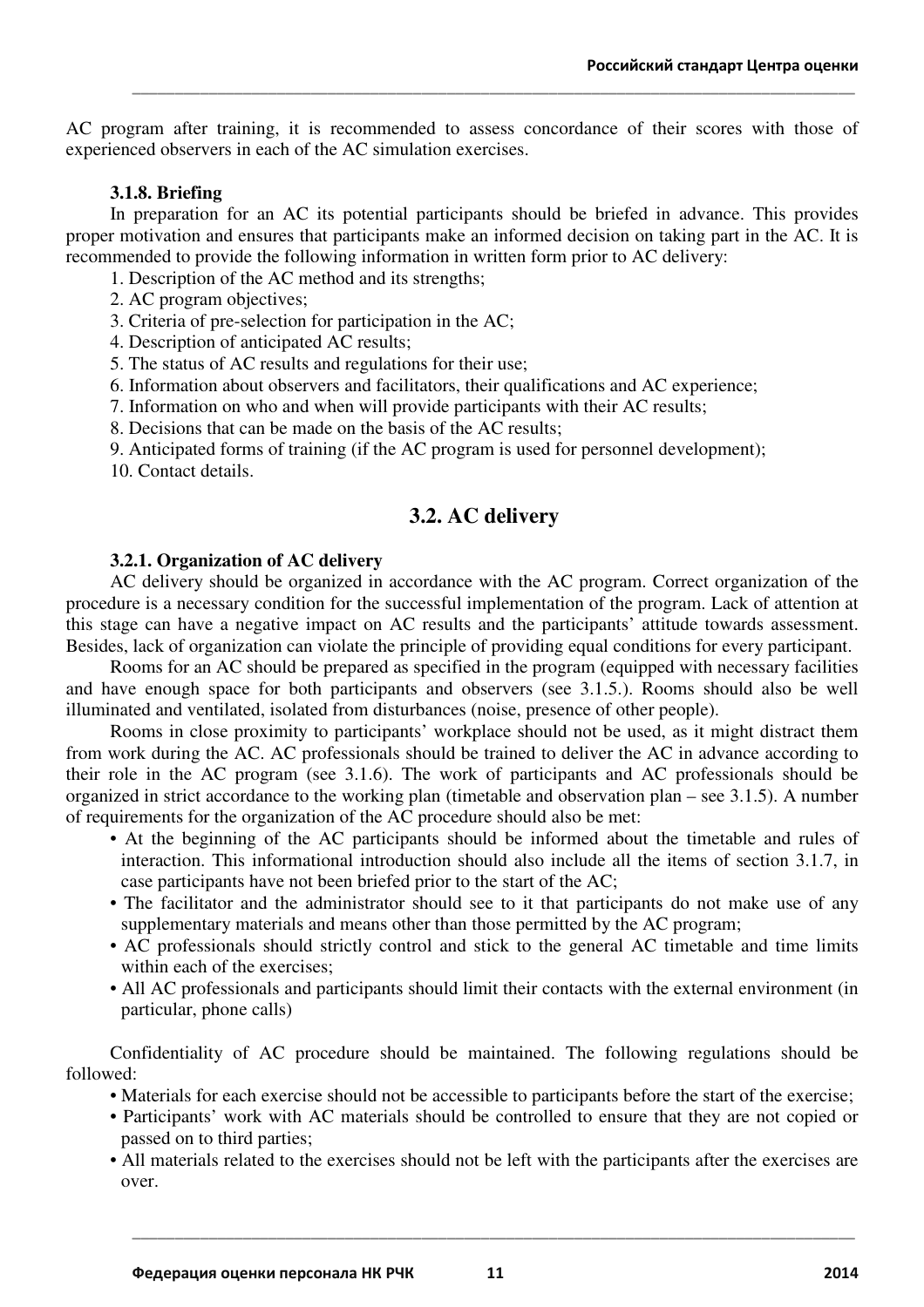AC program after training, it is recommended to assess concordance of their scores with those of experienced observers in each of the AC simulation exercises.

#### 3.1.8. Briefing

In preparation for an AC its potential participants should be briefed in advance. This provides proper motivation and ensures that participants make an informed decision on taking part in the AC. It is recommended to provide the following information in written form prior to AC delivery:

1. Description of the AC method and its strengths;
2. AC program objectives;
3. Criteria of pre-selection for participation in the AC;
4. Description of anticipated AC results;
5. The status of AC results and regulations for their use;
6. Information about observers and facilitators, their qualifications and AC experience;
7. Information on who and when will provide participants with their AC results;
8. Decisions that can be made on the basis of the AC results;
9. Anticipated forms of training (if the AC program is used for personnel development);
10. Contact details.

### 3.2. AC delivery

#### 3.2.1. Organization of AC delivery

AC delivery should be organized in accordance with the AC program. Correct organization of the procedure is a necessary condition for the successful implementation of the program. Lack of attention at this stage can have a negative impact on AC results and the participants' attitude towards assessment. Besides, lack of organization can violate the principle of providing equal conditions for every participant.

Rooms for an AC should be prepared as specified in the program (equipped with necessary facilities and have enough space for both participants and observers (see 3.1.5.). Rooms should also be well illuminated and ventilated, isolated from disturbances (noise, presence of other people).

Rooms in close proximity to participants' workplace should not be used, as it might distract them from work during the AC. AC professionals should be trained to deliver the AC in advance according to their role in the AC program (see 3.1.6). The work of participants and AC professionals should be organized in strict accordance to the working plan (timetable and observation plan – see 3.1.5). A number of requirements for the organization of the AC procedure should also be met:

- At the beginning of the AC participants should be informed about the timetable and rules of interaction. This informational introduction should also include all the items of section 3.1.7, in case participants have not been briefed prior to the start of the AC;
- The facilitator and the administrator should see to it that participants do not make use of any supplementary materials and means other than those permitted by the AC program;
- AC professionals should strictly control and stick to the general AC timetable and time limits within each of the exercises;
- All AC professionals and participants should limit their contacts with the external environment (in particular, phone calls)

Confidentiality of AC procedure should be maintained. The following regulations should be followed:

- Materials for each exercise should not be accessible to participants before the start of the exercise;
- Participants' work with AC materials should be controlled to ensure that they are not copied or passed on to third parties;
- All materials related to the exercises should not be left with the participants after the exercises are over.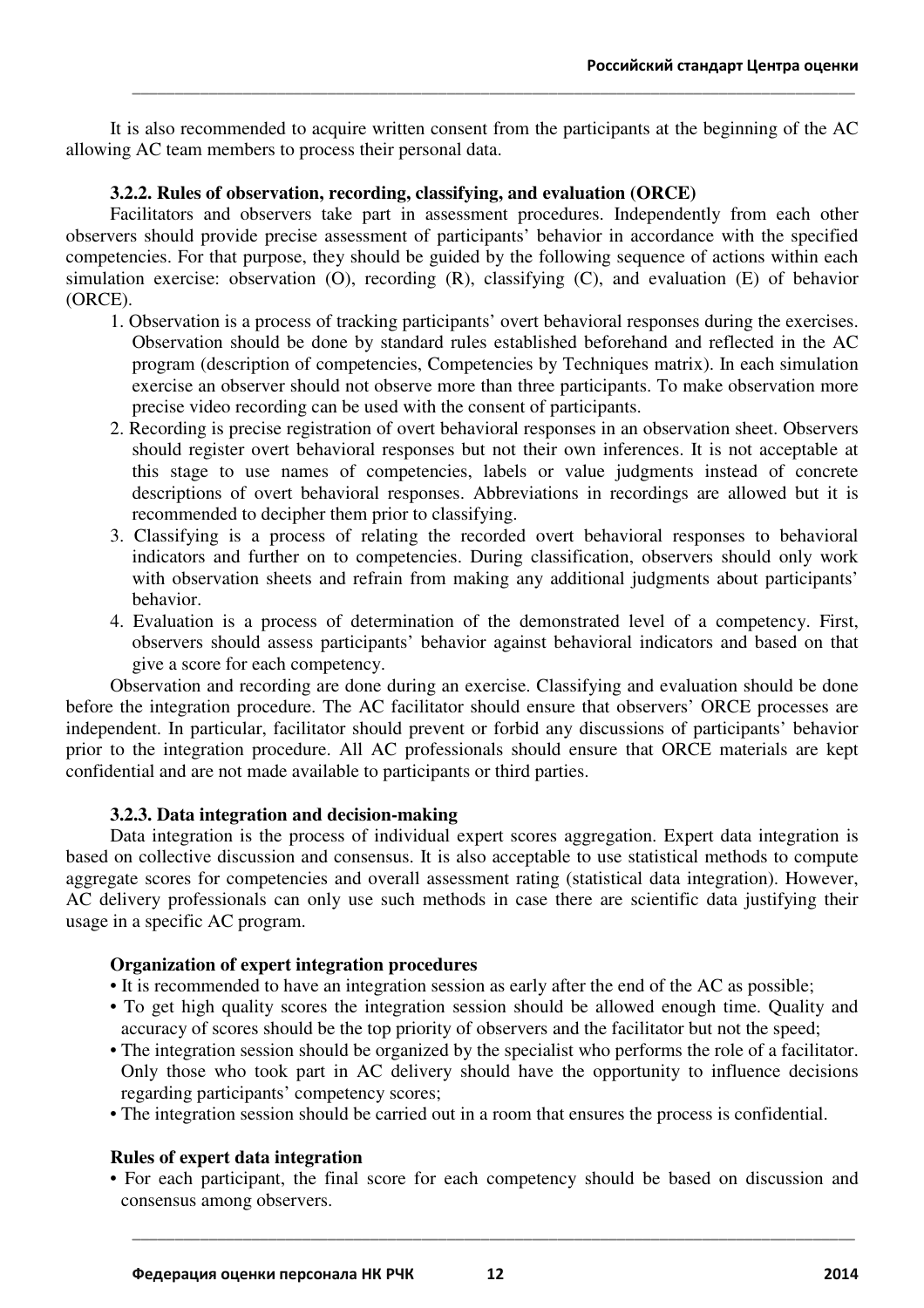It is also recommended to acquire written consent from the participants at the beginning of the AC allowing AC team members to process their personal data.

### 3.2.2. Rules of observation, recording, classifying, and evaluation (ORCE)

Facilitators and observers take part in assessment procedures. Independently from each other observers should provide precise assessment of participants' behavior in accordance with the specified competencies. For that purpose, they should be guided by the following sequence of actions within each simulation exercise: observation (O), recording (R), classifying (C), and evaluation (E) of behavior (ORCE).

1. Observation is a process of tracking participants' overt behavioral responses during the exercises. Observation should be done by standard rules established beforehand and reflected in the AC program (description of competencies, Competencies by Techniques matrix). In each simulation exercise an observer should not observe more than three participants. To make observation more precise video recording can be used with the consent of participants.
2. Recording is precise registration of overt behavioral responses in an observation sheet. Observers should register overt behavioral responses but not their own inferences. It is not acceptable at this stage to use names of competencies, labels or value judgments instead of concrete descriptions of overt behavioral responses. Abbreviations in recordings are allowed but it is recommended to decipher them prior to classifying.
3. Classifying is a process of relating the recorded overt behavioral responses to behavioral indicators and further on to competencies. During classification, observers should only work with observation sheets and refrain from making any additional judgments about participants' behavior.
4. Evaluation is a process of determination of the demonstrated level of a competency. First, observers should assess participants' behavior against behavioral indicators and based on that give a score for each competency.

Observation and recording are done during an exercise. Classifying and evaluation should be done before the integration procedure. The AC facilitator should ensure that observers' ORCE processes are independent. In particular, facilitator should prevent or forbid any discussions of participants' behavior prior to the integration procedure. All AC professionals should ensure that ORCE materials are kept confidential and are not made available to participants or third parties.

### 3.2.3. Data integration and decision-making

Data integration is the process of individual expert scores aggregation. Expert data integration is based on collective discussion and consensus. It is also acceptable to use statistical methods to compute aggregate scores for competencies and overall assessment rating (statistical data integration). However, AC delivery professionals can only use such methods in case there are scientific data justifying their usage in a specific AC program.

**Organization of expert integration procedures**

- It is recommended to have an integration session as early after the end of the AC as possible;
- To get high quality scores the integration session should be allowed enough time. Quality and accuracy of scores should be the top priority of observers and the facilitator but not the speed;
- The integration session should be organized by the specialist who performs the role of a facilitator. Only those who took part in AC delivery should have the opportunity to influence decisions regarding participants' competency scores;
- The integration session should be carried out in a room that ensures the process is confidential.

**Rules of expert data integration**

- For each participant, the final score for each competency should be based on discussion and consensus among observers.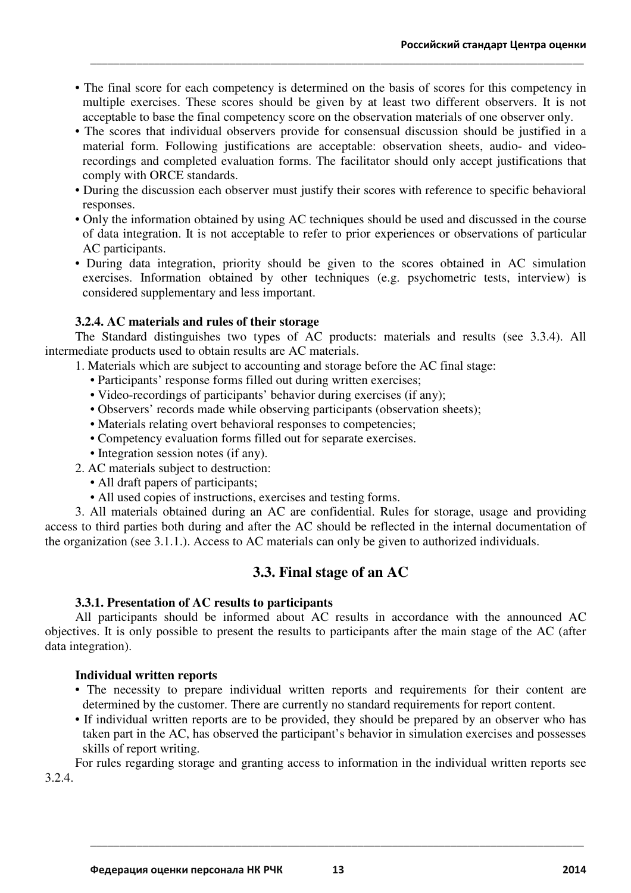- The final score for each competency is determined on the basis of scores for this competency in multiple exercises. These scores should be given by at least two different observers. It is not acceptable to base the final competency score on the observation materials of one observer only.
- The scores that individual observers provide for consensual discussion should be justified in a material form. Following justifications are acceptable: observation sheets, audio- and video-recordings and completed evaluation forms. The facilitator should only accept justifications that comply with ORCE standards.
- During the discussion each observer must justify their scores with reference to specific behavioral responses.
- Only the information obtained by using AC techniques should be used and discussed in the course of data integration. It is not acceptable to refer to prior experiences or observations of particular AC participants.
- During data integration, priority should be given to the scores obtained in AC simulation exercises. Information obtained by other techniques (e.g. psychometric tests, interview) is considered supplementary and less important.

### 3.2.4. AC materials and rules of their storage

The Standard distinguishes two types of AC products: materials and results (see 3.3.4). All intermediate products used to obtain results are AC materials.

1. Materials which are subject to accounting and storage before the AC final stage:
   - Participants' response forms filled out during written exercises;
   - Video-recordings of participants' behavior during exercises (if any);
   - Observers' records made while observing participants (observation sheets);
   - Materials relating overt behavioral responses to competencies;
   - Competency evaluation forms filled out for separate exercises.
   - Integration session notes (if any).
2. AC materials subject to destruction:
   - All draft papers of participants;
   - All used copies of instructions, exercises and testing forms.
3. All materials obtained during an AC are confidential. Rules for storage, usage and providing access to third parties both during and after the AC should be reflected in the internal documentation of the organization (see 3.1.1.). Access to AC materials can only be given to authorized individuals.

## 3.3. Final stage of an AC

### 3.3.1. Presentation of AC results to participants

All participants should be informed about AC results in accordance with the announced AC objectives. It is only possible to present the results to participants after the main stage of the AC (after data integration).

**Individual written reports**

- The necessity to prepare individual written reports and requirements for their content are determined by the customer. There are currently no standard requirements for report content.
- If individual written reports are to be provided, they should be prepared by an observer who has taken part in the AC, has observed the participant's behavior in simulation exercises and possesses skills of report writing.

For rules regarding storage and granting access to information in the individual written reports see 3.2.4.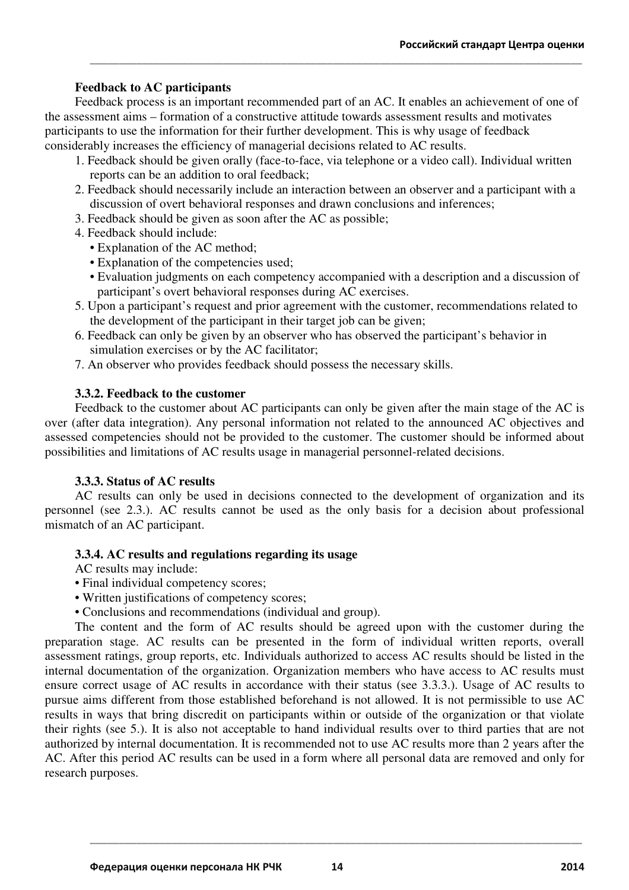### Feedback to AC participants

Feedback process is an important recommended part of an AC. It enables an achievement of one of the assessment aims – formation of a constructive attitude towards assessment results and motivates participants to use the information for their further development. This is why usage of feedback considerably increases the efficiency of managerial decisions related to AC results.

1. Feedback should be given orally (face-to-face, via telephone or a video call). Individual written reports can be an addition to oral feedback;
2. Feedback should necessarily include an interaction between an observer and a participant with a discussion of overt behavioral responses and drawn conclusions and inferences;
3. Feedback should be given as soon after the AC as possible;
4. Feedback should include:
   - Explanation of the AC method;
   - Explanation of the competencies used;
   - Evaluation judgments on each competency accompanied with a description and a discussion of participant's overt behavioral responses during AC exercises.
5. Upon a participant's request and prior agreement with the customer, recommendations related to the development of the participant in their target job can be given;
6. Feedback can only be given by an observer who has observed the participant's behavior in simulation exercises or by the AC facilitator;
7. An observer who provides feedback should possess the necessary skills.

### 3.3.2. Feedback to the customer

Feedback to the customer about AC participants can only be given after the main stage of the AC is over (after data integration). Any personal information not related to the announced AC objectives and assessed competencies should not be provided to the customer. The customer should be informed about possibilities and limitations of AC results usage in managerial personnel-related decisions.

### 3.3.3. Status of AC results

AC results can only be used in decisions connected to the development of organization and its personnel (see 2.3.). AC results cannot be used as the only basis for a decision about professional mismatch of an AC participant.

### 3.3.4. AC results and regulations regarding its usage

AC results may include:

- Final individual competency scores;
- Written justifications of competency scores;
- Conclusions and recommendations (individual and group).

The content and the form of AC results should be agreed upon with the customer during the preparation stage. AC results can be presented in the form of individual written reports, overall assessment ratings, group reports, etc. Individuals authorized to access AC results should be listed in the internal documentation of the organization. Organization members who have access to AC results must ensure correct usage of AC results in accordance with their status (see 3.3.3.). Usage of AC results to pursue aims different from those established beforehand is not allowed. It is not permissible to use AC results in ways that bring discredit on participants within or outside of the organization or that violate their rights (see 5.). It is also not acceptable to hand individual results over to third parties that are not authorized by internal documentation. It is recommended not to use AC results more than 2 years after the AC. After this period AC results can be used in a form where all personal data are removed and only for research purposes.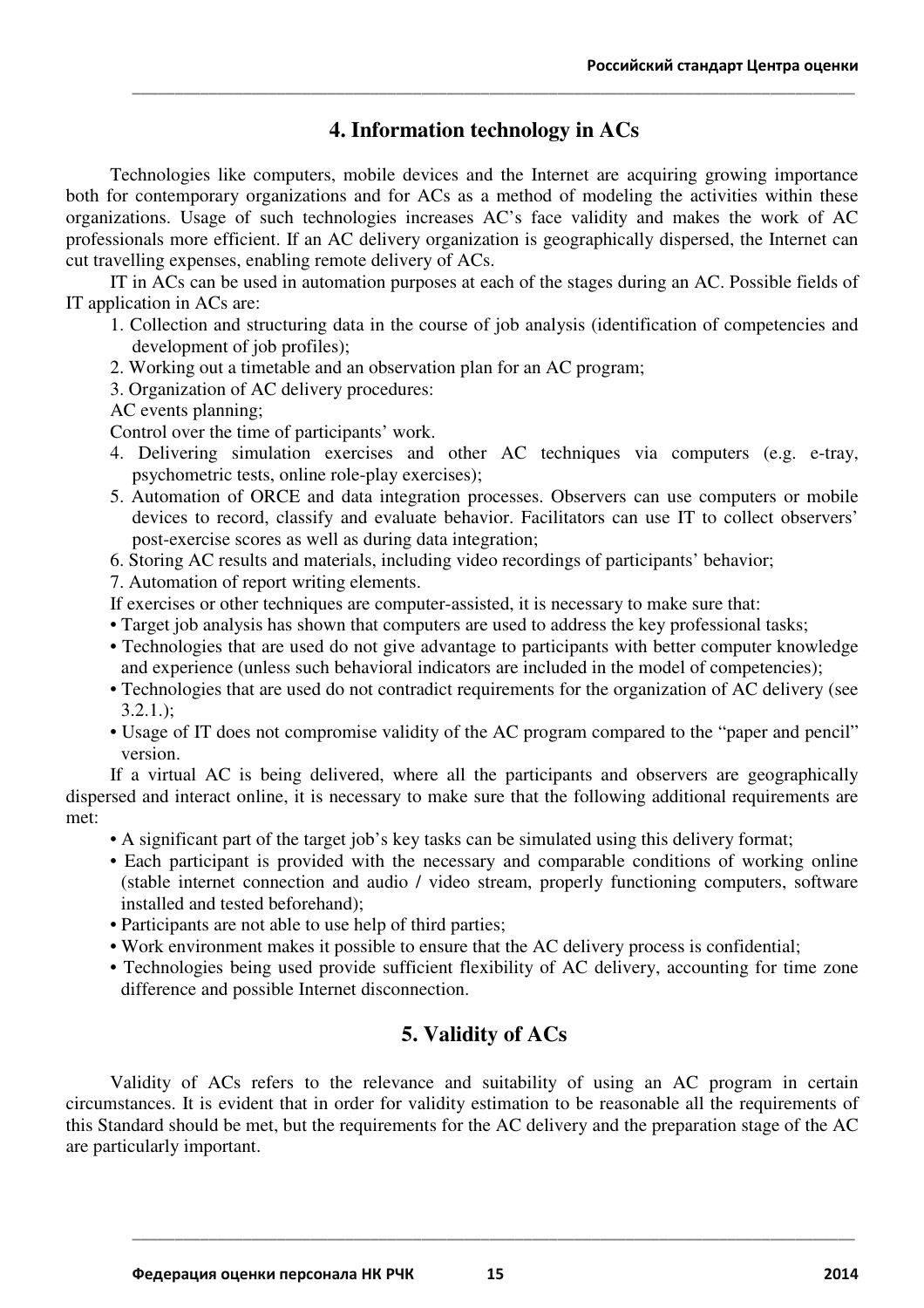## 4. Information technology in ACs

Technologies like computers, mobile devices and the Internet are acquiring growing importance both for contemporary organizations and for ACs as a method of modeling the activities within these organizations. Usage of such technologies increases AC's face validity and makes the work of AC professionals more efficient. If an AC delivery organization is geographically dispersed, the Internet can cut travelling expenses, enabling remote delivery of ACs.

IT in ACs can be used in automation purposes at each of the stages during an AC. Possible fields of IT application in ACs are:

1. Collection and structuring data in the course of job analysis (identification of competencies and development of job profiles);
2. Working out a timetable and an observation plan for an AC program;
3. Organization of AC delivery procedures:

   AC events planning;

   Control over the time of participants' work.
4. Delivering simulation exercises and other AC techniques via computers (e.g. e-tray, psychometric tests, online role-play exercises);
5. Automation of ORCE and data integration processes. Observers can use computers or mobile devices to record, classify and evaluate behavior. Facilitators can use IT to collect observers' post-exercise scores as well as during data integration;
6. Storing AC results and materials, including video recordings of participants' behavior;
7. Automation of report writing elements.

If exercises or other techniques are computer-assisted, it is necessary to make sure that:

- Target job analysis has shown that computers are used to address the key professional tasks;
- Technologies that are used do not give advantage to participants with better computer knowledge and experience (unless such behavioral indicators are included in the model of competencies);
- Technologies that are used do not contradict requirements for the organization of AC delivery (see 3.2.1.);
- Usage of IT does not compromise validity of the AC program compared to the "paper and pencil" version.

If a virtual AC is being delivered, where all the participants and observers are geographically dispersed and interact online, it is necessary to make sure that the following additional requirements are met:

- A significant part of the target job's key tasks can be simulated using this delivery format;
- Each participant is provided with the necessary and comparable conditions of working online (stable internet connection and audio / video stream, properly functioning computers, software installed and tested beforehand);
- Participants are not able to use help of third parties;
- Work environment makes it possible to ensure that the AC delivery process is confidential;
- Technologies being used provide sufficient flexibility of AC delivery, accounting for time zone difference and possible Internet disconnection.

## 5. Validity of ACs

Validity of ACs refers to the relevance and suitability of using an AC program in certain circumstances. It is evident that in order for validity estimation to be reasonable all the requirements of this Standard should be met, but the requirements for the AC delivery and the preparation stage of the AC are particularly important.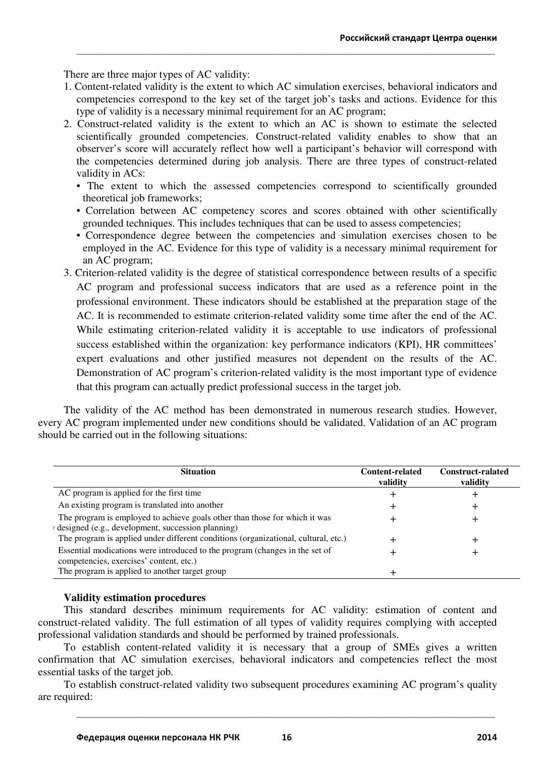There are three major types of AC validity:

1. Content-related validity is the extent to which AC simulation exercises, behavioral indicators and competencies correspond to the key set of the target job's tasks and actions. Evidence for this type of validity is a necessary minimal requirement for an AC program;
2. Construct-related validity is the extent to which an AC is shown to estimate the selected scientifically grounded competencies. Construct-related validity enables to show that an observer's score will accurately reflect how well a participant's behavior will correspond with the competencies determined during job analysis. There are three types of construct-related validity in ACs:
   - The extent to which the assessed competencies correspond to scientifically grounded theoretical job frameworks;
   - Correlation between AC competency scores and scores obtained with other scientifically grounded techniques. This includes techniques that can be used to assess competencies;
   - Correspondence degree between the competencies and simulation exercises chosen to be employed in the AC. Evidence for this type of validity is a necessary minimal requirement for an AC program;
3. Criterion-related validity is the degree of statistical correspondence between results of a specific AC program and professional success indicators that are used as a reference point in the professional environment. These indicators should be established at the preparation stage of the AC. It is recommended to estimate criterion-related validity some time after the end of the AC. While estimating criterion-related validity it is acceptable to use indicators of professional success established within the organization: key performance indicators (KPI), HR committees' expert evaluations and other justified measures not dependent on the results of the AC. Demonstration of AC program's criterion-related validity is the most important type of evidence that this program can actually predict professional success in the target job.

The validity of the AC method has been demonstrated in numerous research studies. However, every AC program implemented under new conditions should be validated. Validation of an AC program should be carried out in the following situations:

| Situation | Content-related validity | Construct-ralated validity |
|---|---|---|
| AC program is applied for the first time | + | + |
| An existing program is translated into another | + | + |
| The program is employed to achieve goals other than those for which it was designed (e.g., development, succession planning) | + | + |
| The program is applied under different conditions (organizational, cultural, etc.) | + | + |
| Essential modications were introduced to the program (changes in the set of competencies, exercises' content, etc.) | + | + |
| The program is applied to another target group | + | |

**Validity estimation procedures**

This standard describes minimum requirements for AC validity: estimation of content and construct-related validity. The full estimation of all types of validity requires complying with accepted professional validation standards and should be performed by trained professionals.

To establish content-related validity it is necessary that a group of SMEs gives a written confirmation that AC simulation exercises, behavioral indicators and competencies reflect the most essential tasks of the target job.

To establish construct-related validity two subsequent procedures examining AC program's quality are required: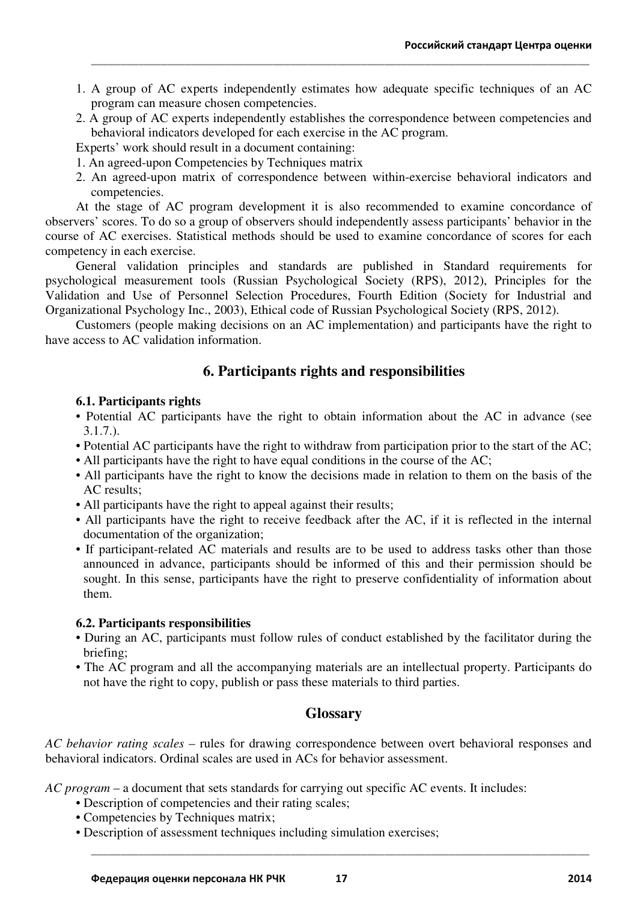1. A group of AC experts independently estimates how adequate specific techniques of an AC program can measure chosen competencies.
2. A group of AC experts independently establishes the correspondence between competencies and behavioral indicators developed for each exercise in the AC program.

Experts' work should result in a document containing:

1. An agreed-upon Competencies by Techniques matrix
2. An agreed-upon matrix of correspondence between within-exercise behavioral indicators and competencies.

At the stage of AC program development it is also recommended to examine concordance of observers' scores. To do so a group of observers should independently assess participants' behavior in the course of AC exercises. Statistical methods should be used to examine concordance of scores for each competency in each exercise.

General validation principles and standards are published in Standard requirements for psychological measurement tools (Russian Psychological Society (RPS), 2012), Principles for the Validation and Use of Personnel Selection Procedures, Fourth Edition (Society for Industrial and Organizational Psychology Inc., 2003), Ethical code of Russian Psychological Society (RPS, 2012).

Customers (people making decisions on an AC implementation) and participants have the right to have access to AC validation information.

## 6. Participants rights and responsibilities

### 6.1. Participants rights

- Potential AC participants have the right to obtain information about the AC in advance (see 3.1.7.).
- Potential AC participants have the right to withdraw from participation prior to the start of the AC;
- All participants have the right to have equal conditions in the course of the AC;
- All participants have the right to know the decisions made in relation to them on the basis of the AC results;
- All participants have the right to appeal against their results;
- All participants have the right to receive feedback after the AC, if it is reflected in the internal documentation of the organization;
- If participant-related AC materials and results are to be used to address tasks other than those announced in advance, participants should be informed of this and their permission should be sought. In this sense, participants have the right to preserve confidentiality of information about them.

### 6.2. Participants responsibilities

- During an AC, participants must follow rules of conduct established by the facilitator during the briefing;
- The AC program and all the accompanying materials are an intellectual property. Participants do not have the right to copy, publish or pass these materials to third parties.

## Glossary

*AC behavior rating scales* – rules for drawing correspondence between overt behavioral responses and behavioral indicators. Ordinal scales are used in ACs for behavior assessment.

*AC program* – a document that sets standards for carrying out specific AC events. It includes:

- Description of competencies and their rating scales;
- Competencies by Techniques matrix;
- Description of assessment techniques including simulation exercises;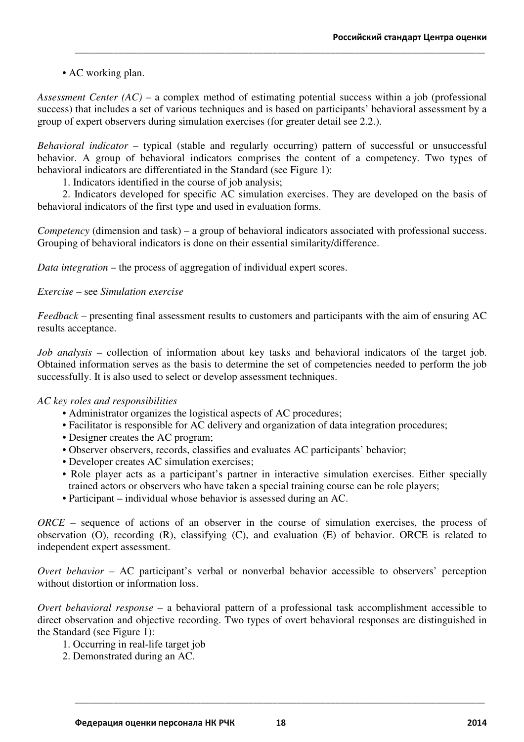- AC working plan.

*Assessment Center (AC)* – a complex method of estimating potential success within a job (professional success) that includes a set of various techniques and is based on participants' behavioral assessment by a group of expert observers during simulation exercises (for greater detail see 2.2.).

*Behavioral indicator* – typical (stable and regularly occurring) pattern of successful or unsuccessful behavior. A group of behavioral indicators comprises the content of a competency. Two types of behavioral indicators are differentiated in the Standard (see Figure 1):

1. Indicators identified in the course of job analysis;
2. Indicators developed for specific AC simulation exercises. They are developed on the basis of behavioral indicators of the first type and used in evaluation forms.

*Competency* (dimension and task) – a group of behavioral indicators associated with professional success. Grouping of behavioral indicators is done on their essential similarity/difference.

*Data integration* – the process of aggregation of individual expert scores.

*Exercise* – see *Simulation exercise*

*Feedback* – presenting final assessment results to customers and participants with the aim of ensuring AC results acceptance.

*Job analysis* – collection of information about key tasks and behavioral indicators of the target job. Obtained information serves as the basis to determine the set of competencies needed to perform the job successfully. It is also used to select or develop assessment techniques.

*AC key roles and responsibilities*

- Administrator organizes the logistical aspects of AC procedures;
- Facilitator is responsible for AC delivery and organization of data integration procedures;
- Designer creates the AC program;
- Observer observers, records, classifies and evaluates AC participants' behavior;
- Developer creates AC simulation exercises;
- Role player acts as a participant's partner in interactive simulation exercises. Either specially trained actors or observers who have taken a special training course can be role players;
- Participant – individual whose behavior is assessed during an AC.

*ORCE* – sequence of actions of an observer in the course of simulation exercises, the process of observation (O), recording (R), classifying (C), and evaluation (E) of behavior. ORCE is related to independent expert assessment.

*Overt behavior* – AC participant's verbal or nonverbal behavior accessible to observers' perception without distortion or information loss.

*Overt behavioral response* – a behavioral pattern of a professional task accomplishment accessible to direct observation and objective recording. Two types of overt behavioral responses are distinguished in the Standard (see Figure 1):

1. Occurring in real-life target job
2. Demonstrated during an AC.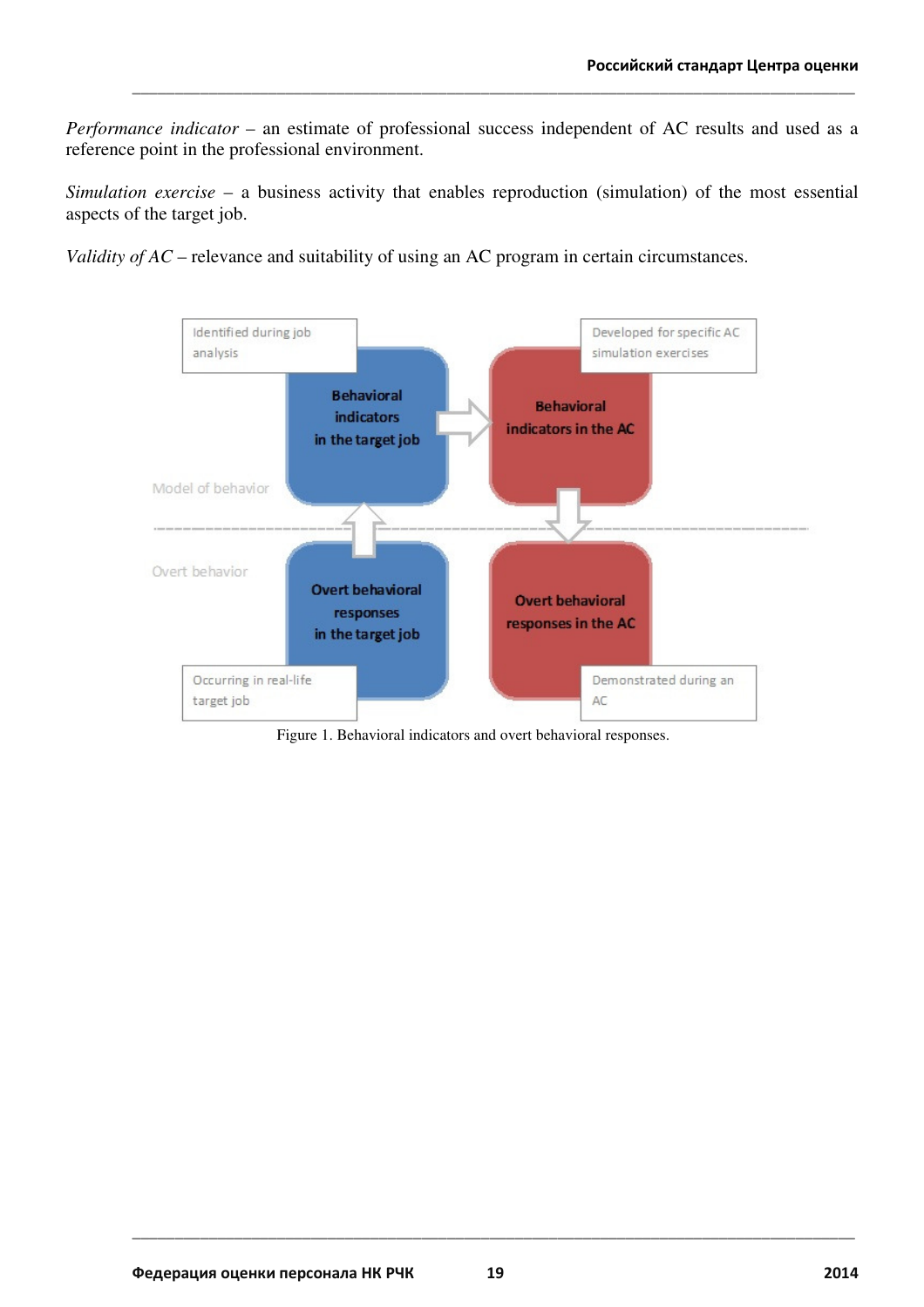*Performance indicator* – an estimate of professional success independent of AC results and used as a reference point in the professional environment.

*Simulation exercise* – a business activity that enables reproduction (simulation) of the most essential aspects of the target job.

*Validity of AC* – relevance and suitability of using an AC program in certain circumstances.

Identified during job analysis

Behavioral indicators in the target job

Developed for specific AC simulation exercises

Behavioral indicators in the AC

Model of behavior

Overt behavior

Overt behavioral responses in the target job

Occurring in real-life target job

Overt behavioral responses in the AC

Demonstrated during an AC

Figure 1. Behavioral indicators and overt behavioral responses.